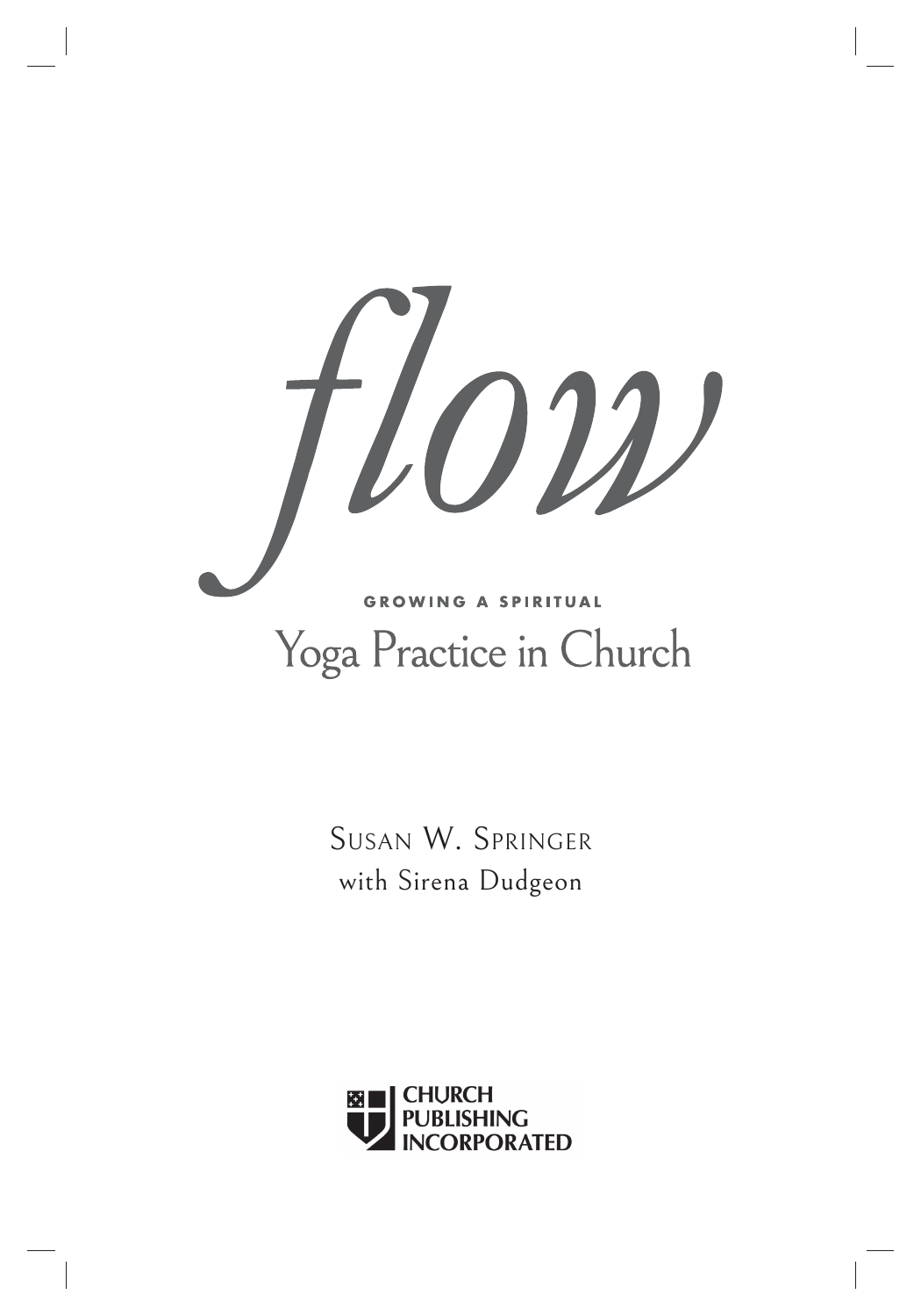# *flow*

## GROWING A SPIRITUAL Yoga Practice in Church

Susan W. Springer
with Sirena Dudgeon

CHURCH PUBLISHING INCORPORATED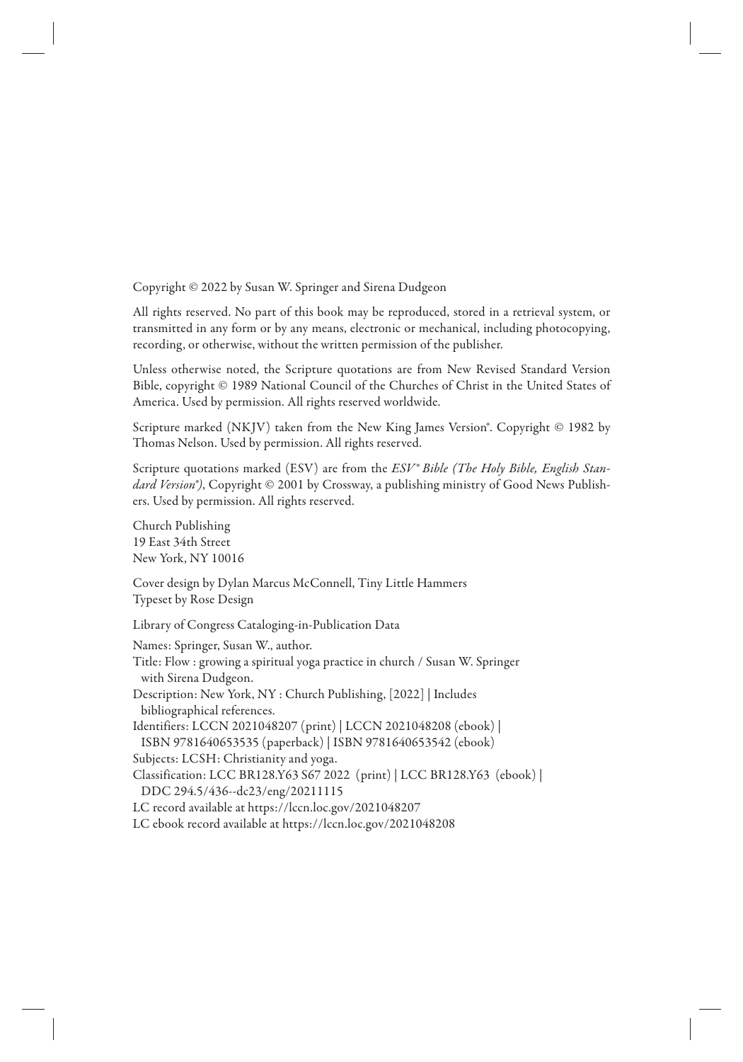Copyright © 2022 by Susan W. Springer and Sirena Dudgeon

All rights reserved. No part of this book may be reproduced, stored in a retrieval system, or transmitted in any form or by any means, electronic or mechanical, including photocopying, recording, or otherwise, without the written permission of the publisher.

Unless otherwise noted, the Scripture quotations are from New Revised Standard Version Bible, copyright © 1989 National Council of the Churches of Christ in the United States of America. Used by permission. All rights reserved worldwide.

Scripture marked (NKJV) taken from the New King James Version®. Copyright © 1982 by Thomas Nelson. Used by permission. All rights reserved.

Scripture quotations marked (ESV) are from the *ESV® Bible (The Holy Bible, English Standard Version®)*, Copyright © 2001 by Crossway, a publishing ministry of Good News Publishers. Used by permission. All rights reserved.

Church Publishing
19 East 34th Street
New York, NY 10016

Cover design by Dylan Marcus McConnell, Tiny Little Hammers
Typeset by Rose Design

Library of Congress Cataloging-in-Publication Data

Names: Springer, Susan W., author.
Title: Flow : growing a spiritual yoga practice in church / Susan W. Springer with Sirena Dudgeon.
Description: New York, NY : Church Publishing, [2022] | Includes bibliographical references.
Identifiers: LCCN 2021048207 (print) | LCCN 2021048208 (ebook) | ISBN 9781640653535 (paperback) | ISBN 9781640653542 (ebook)
Subjects: LCSH: Christianity and yoga.
Classification: LCC BR128.Y63 S67 2022 (print) | LCC BR128.Y63 (ebook) | DDC 294.5/436--dc23/eng/20211115
LC record available at https://lccn.loc.gov/2021048207
LC ebook record available at https://lccn.loc.gov/2021048208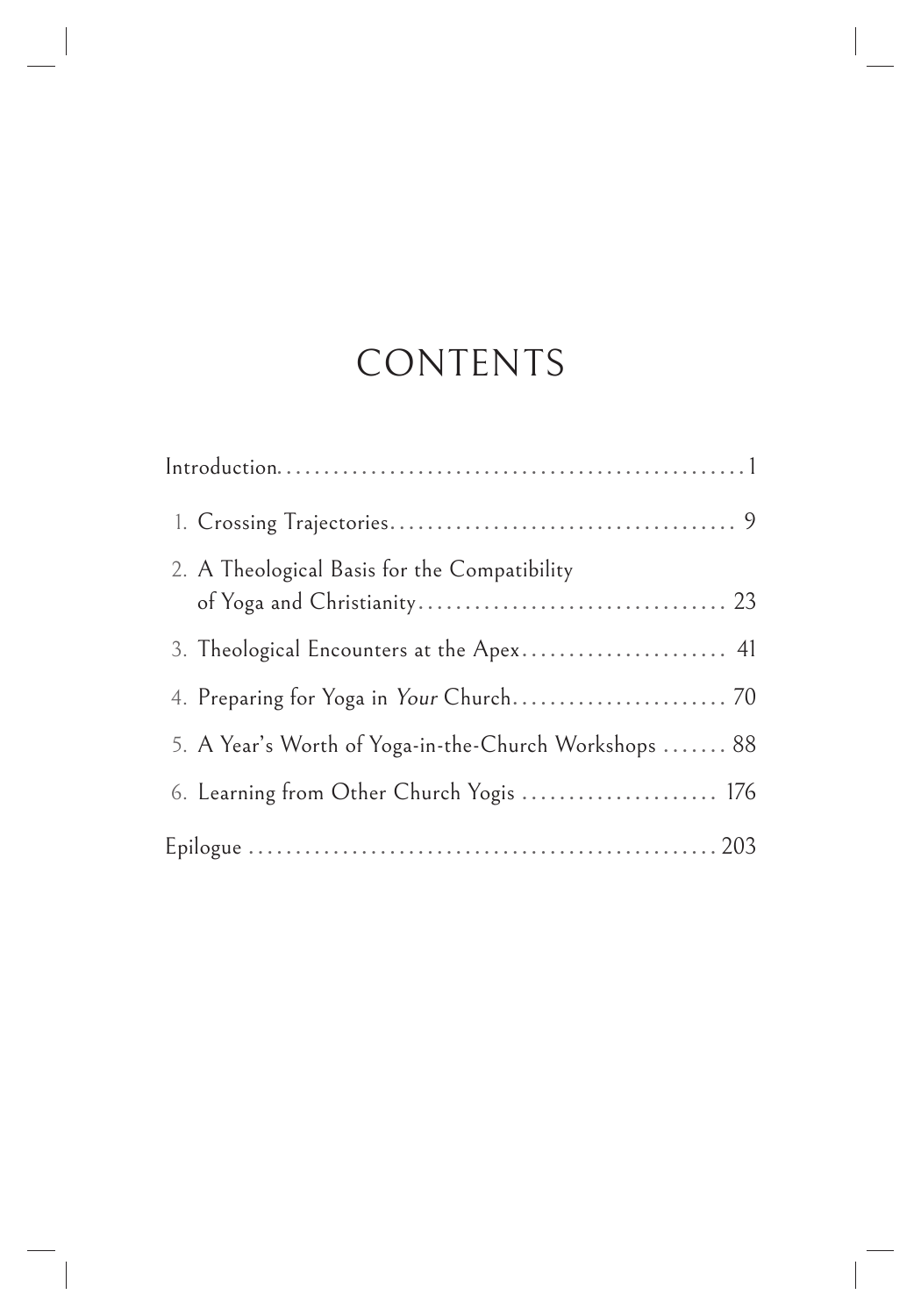# CONTENTS

| | |
|---|---|
| Introduction | 1 |
| 1. Crossing Trajectories | 9 |
| 2. A Theological Basis for the Compatibility of Yoga and Christianity | 23 |
| 3. Theological Encounters at the Apex | 41 |
| 4. Preparing for Yoga in *Your* Church | 70 |
| 5. A Year's Worth of Yoga-in-the-Church Workshops | 88 |
| 6. Learning from Other Church Yogis | 176 |
| Epilogue | 203 |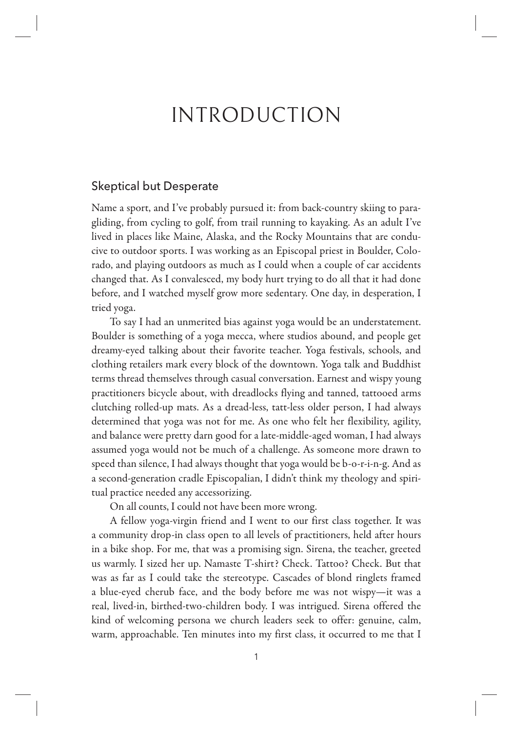# INTRODUCTION

## Skeptical but Desperate

Name a sport, and I've probably pursued it: from back-country skiing to paragliding, from cycling to golf, from trail running to kayaking. As an adult I've lived in places like Maine, Alaska, and the Rocky Mountains that are conducive to outdoor sports. I was working as an Episcopal priest in Boulder, Colorado, and playing outdoors as much as I could when a couple of car accidents changed that. As I convalesced, my body hurt trying to do all that it had done before, and I watched myself grow more sedentary. One day, in desperation, I tried yoga.

To say I had an unmerited bias against yoga would be an understatement. Boulder is something of a yoga mecca, where studios abound, and people get dreamy-eyed talking about their favorite teacher. Yoga festivals, schools, and clothing retailers mark every block of the downtown. Yoga talk and Buddhist terms thread themselves through casual conversation. Earnest and wispy young practitioners bicycle about, with dreadlocks flying and tanned, tattooed arms clutching rolled-up mats. As a dread-less, tatt-less older person, I had always determined that yoga was not for me. As one who felt her flexibility, agility, and balance were pretty darn good for a late-middle-aged woman, I had always assumed yoga would not be much of a challenge. As someone more drawn to speed than silence, I had always thought that yoga would be b-o-r-i-n-g. And as a second-generation cradle Episcopalian, I didn't think my theology and spiritual practice needed any accessorizing.

On all counts, I could not have been more wrong.

A fellow yoga-virgin friend and I went to our first class together. It was a community drop-in class open to all levels of practitioners, held after hours in a bike shop. For me, that was a promising sign. Sirena, the teacher, greeted us warmly. I sized her up. Namaste T-shirt? Check. Tattoo? Check. But that was as far as I could take the stereotype. Cascades of blond ringlets framed a blue-eyed cherub face, and the body before me was not wispy—it was a real, lived-in, birthed-two-children body. I was intrigued. Sirena offered the kind of welcoming persona we church leaders seek to offer: genuine, calm, warm, approachable. Ten minutes into my first class, it occurred to me that I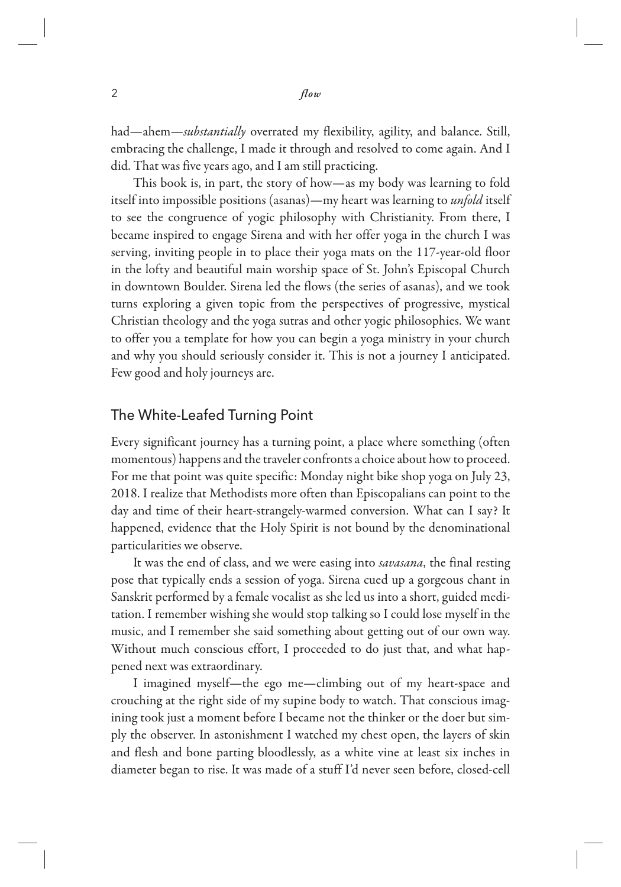had—ahem—*substantially* overrated my flexibility, agility, and balance. Still, embracing the challenge, I made it through and resolved to come again. And I did. That was five years ago, and I am still practicing.

This book is, in part, the story of how—as my body was learning to fold itself into impossible positions (asanas)—my heart was learning to *unfold* itself to see the congruence of yogic philosophy with Christianity. From there, I became inspired to engage Sirena and with her offer yoga in the church I was serving, inviting people in to place their yoga mats on the 117-year-old floor in the lofty and beautiful main worship space of St. John's Episcopal Church in downtown Boulder. Sirena led the flows (the series of asanas), and we took turns exploring a given topic from the perspectives of progressive, mystical Christian theology and the yoga sutras and other yogic philosophies. We want to offer you a template for how you can begin a yoga ministry in your church and why you should seriously consider it. This is not a journey I anticipated. Few good and holy journeys are.

## The White-Leafed Turning Point

Every significant journey has a turning point, a place where something (often momentous) happens and the traveler confronts a choice about how to proceed. For me that point was quite specific: Monday night bike shop yoga on July 23, 2018. I realize that Methodists more often than Episcopalians can point to the day and time of their heart-strangely-warmed conversion. What can I say? It happened, evidence that the Holy Spirit is not bound by the denominational particularities we observe.

It was the end of class, and we were easing into *savasana*, the final resting pose that typically ends a session of yoga. Sirena cued up a gorgeous chant in Sanskrit performed by a female vocalist as she led us into a short, guided meditation. I remember wishing she would stop talking so I could lose myself in the music, and I remember she said something about getting out of our own way. Without much conscious effort, I proceeded to do just that, and what happened next was extraordinary.

I imagined myself—the ego me—climbing out of my heart-space and crouching at the right side of my supine body to watch. That conscious imagining took just a moment before I became not the thinker or the doer but simply the observer. In astonishment I watched my chest open, the layers of skin and flesh and bone parting bloodlessly, as a white vine at least six inches in diameter began to rise. It was made of a stuff I'd never seen before, closed-cell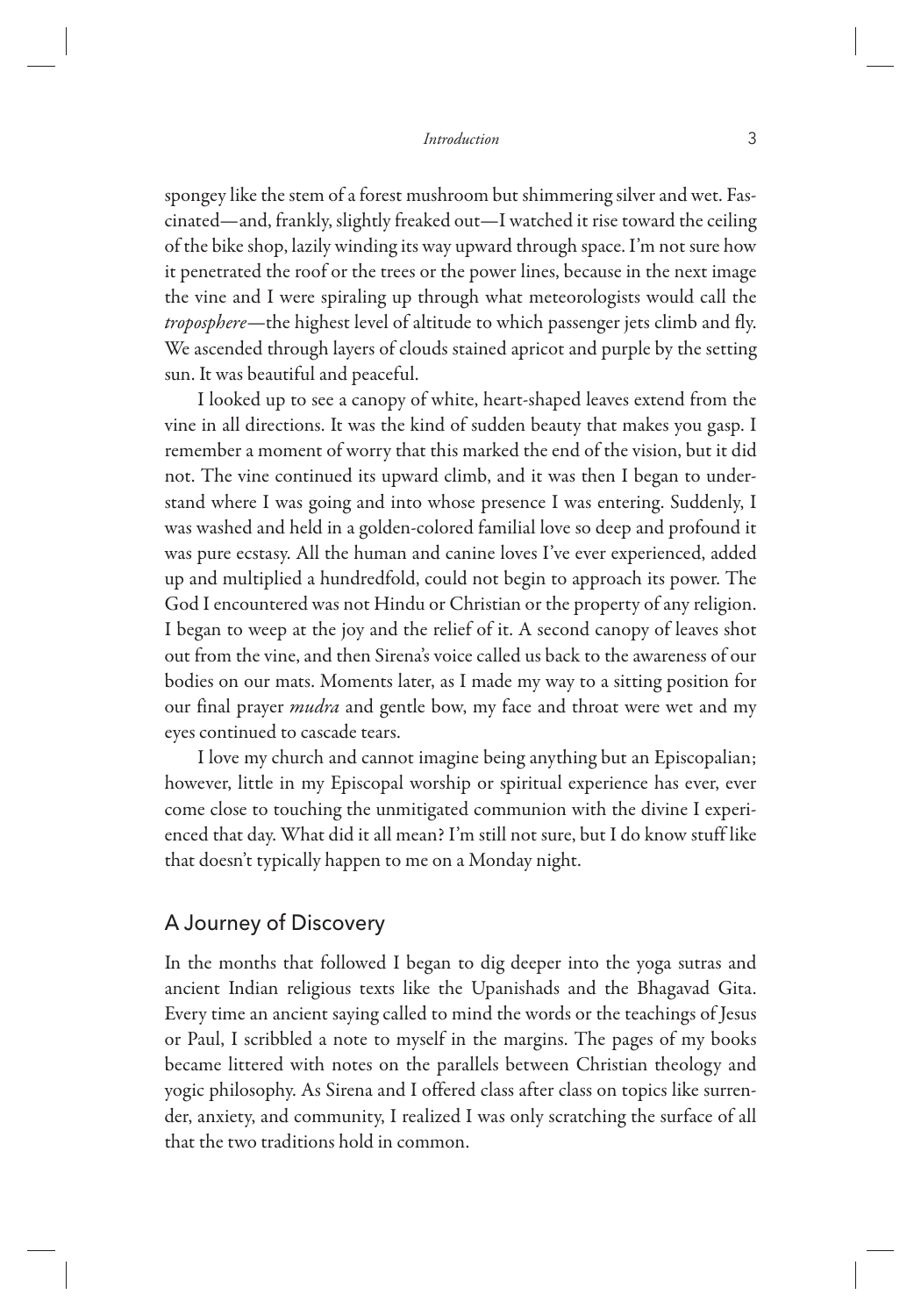spongey like the stem of a forest mushroom but shimmering silver and wet. Fascinated—and, frankly, slightly freaked out—I watched it rise toward the ceiling of the bike shop, lazily winding its way upward through space. I'm not sure how it penetrated the roof or the trees or the power lines, because in the next image the vine and I were spiraling up through what meteorologists would call the *troposphere*—the highest level of altitude to which passenger jets climb and fly. We ascended through layers of clouds stained apricot and purple by the setting sun. It was beautiful and peaceful.

I looked up to see a canopy of white, heart-shaped leaves extend from the vine in all directions. It was the kind of sudden beauty that makes you gasp. I remember a moment of worry that this marked the end of the vision, but it did not. The vine continued its upward climb, and it was then I began to understand where I was going and into whose presence I was entering. Suddenly, I was washed and held in a golden-colored familial love so deep and profound it was pure ecstasy. All the human and canine loves I've ever experienced, added up and multiplied a hundredfold, could not begin to approach its power. The God I encountered was not Hindu or Christian or the property of any religion. I began to weep at the joy and the relief of it. A second canopy of leaves shot out from the vine, and then Sirena's voice called us back to the awareness of our bodies on our mats. Moments later, as I made my way to a sitting position for our final prayer *mudra* and gentle bow, my face and throat were wet and my eyes continued to cascade tears.

I love my church and cannot imagine being anything but an Episcopalian; however, little in my Episcopal worship or spiritual experience has ever, ever come close to touching the unmitigated communion with the divine I experienced that day. What did it all mean? I'm still not sure, but I do know stuff like that doesn't typically happen to me on a Monday night.

## A Journey of Discovery

In the months that followed I began to dig deeper into the yoga sutras and ancient Indian religious texts like the Upanishads and the Bhagavad Gita. Every time an ancient saying called to mind the words or the teachings of Jesus or Paul, I scribbled a note to myself in the margins. The pages of my books became littered with notes on the parallels between Christian theology and yogic philosophy. As Sirena and I offered class after class on topics like surrender, anxiety, and community, I realized I was only scratching the surface of all that the two traditions hold in common.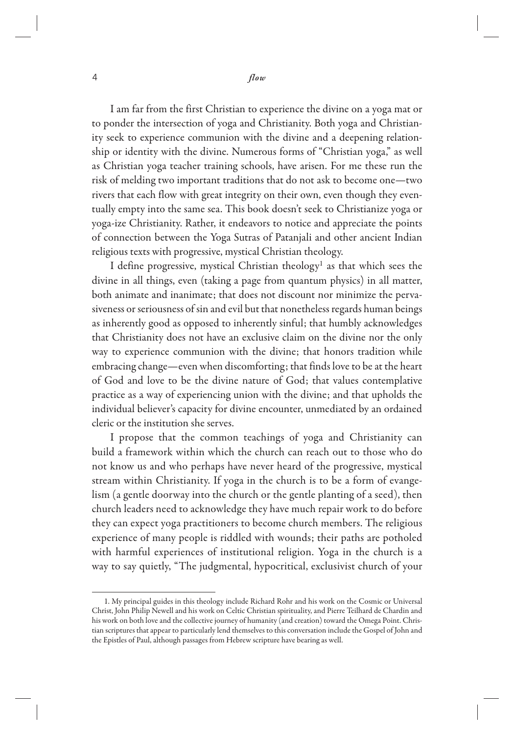I am far from the first Christian to experience the divine on a yoga mat or to ponder the intersection of yoga and Christianity. Both yoga and Christianity seek to experience communion with the divine and a deepening relationship or identity with the divine. Numerous forms of "Christian yoga," as well as Christian yoga teacher training schools, have arisen. For me these run the risk of melding two important traditions that do not ask to become one—two rivers that each flow with great integrity on their own, even though they eventually empty into the same sea. This book doesn't seek to Christianize yoga or yoga-ize Christianity. Rather, it endeavors to notice and appreciate the points of connection between the Yoga Sutras of Patanjali and other ancient Indian religious texts with progressive, mystical Christian theology.

I define progressive, mystical Christian theology[1] as that which sees the divine in all things, even (taking a page from quantum physics) in all matter, both animate and inanimate; that does not discount nor minimize the pervasiveness or seriousness of sin and evil but that nonetheless regards human beings as inherently good as opposed to inherently sinful; that humbly acknowledges that Christianity does not have an exclusive claim on the divine nor the only way to experience communion with the divine; that honors tradition while embracing change—even when discomforting; that finds love to be at the heart of God and love to be the divine nature of God; that values contemplative practice as a way of experiencing union with the divine; and that upholds the individual believer's capacity for divine encounter, unmediated by an ordained cleric or the institution she serves.

I propose that the common teachings of yoga and Christianity can build a framework within which the church can reach out to those who do not know us and who perhaps have never heard of the progressive, mystical stream within Christianity. If yoga in the church is to be a form of evangelism (a gentle doorway into the church or the gentle planting of a seed), then church leaders need to acknowledge they have much repair work to do before they can expect yoga practitioners to become church members. The religious experience of many people is riddled with wounds; their paths are potholed with harmful experiences of institutional religion. Yoga in the church is a way to say quietly, "The judgmental, hypocritical, exclusivist church of your

---

1. My principal guides in this theology include Richard Rohr and his work on the Cosmic or Universal Christ, John Philip Newell and his work on Celtic Christian spirituality, and Pierre Teilhard de Chardin and his work on both love and the collective journey of humanity (and creation) toward the Omega Point. Christian scriptures that appear to particularly lend themselves to this conversation include the Gospel of John and the Epistles of Paul, although passages from Hebrew scripture have bearing as well.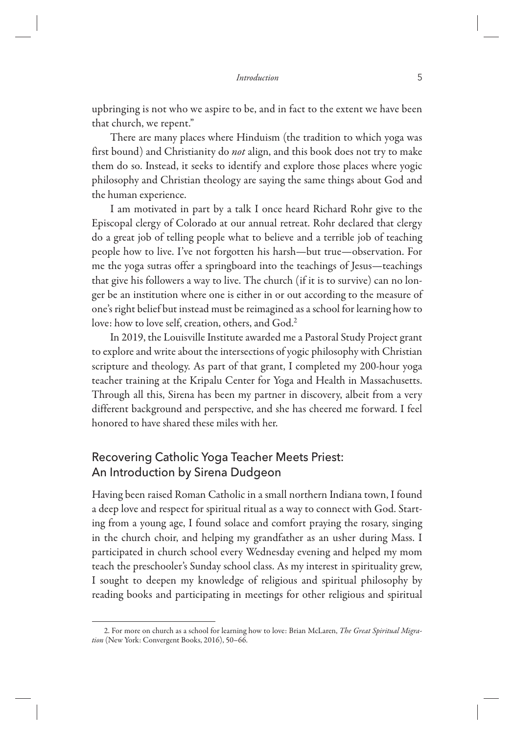upbringing is not who we aspire to be, and in fact to the extent we have been that church, we repent."

There are many places where Hinduism (the tradition to which yoga was first bound) and Christianity do *not* align, and this book does not try to make them do so. Instead, it seeks to identify and explore those places where yogic philosophy and Christian theology are saying the same things about God and the human experience.

I am motivated in part by a talk I once heard Richard Rohr give to the Episcopal clergy of Colorado at our annual retreat. Rohr declared that clergy do a great job of telling people what to believe and a terrible job of teaching people how to live. I've not forgotten his harsh—but true—observation. For me the yoga sutras offer a springboard into the teachings of Jesus—teachings that give his followers a way to live. The church (if it is to survive) can no longer be an institution where one is either in or out according to the measure of one's right belief but instead must be reimagined as a school for learning how to love: how to love self, creation, others, and God.[2]

In 2019, the Louisville Institute awarded me a Pastoral Study Project grant to explore and write about the intersections of yogic philosophy with Christian scripture and theology. As part of that grant, I completed my 200-hour yoga teacher training at the Kripalu Center for Yoga and Health in Massachusetts. Through all this, Sirena has been my partner in discovery, albeit from a very different background and perspective, and she has cheered me forward. I feel honored to have shared these miles with her.

## Recovering Catholic Yoga Teacher Meets Priest: An Introduction by Sirena Dudgeon

Having been raised Roman Catholic in a small northern Indiana town, I found a deep love and respect for spiritual ritual as a way to connect with God. Starting from a young age, I found solace and comfort praying the rosary, singing in the church choir, and helping my grandfather as an usher during Mass. I participated in church school every Wednesday evening and helped my mom teach the preschooler's Sunday school class. As my interest in spirituality grew, I sought to deepen my knowledge of religious and spiritual philosophy by reading books and participating in meetings for other religious and spiritual

2. For more on church as a school for learning how to love: Brian McLaren, *The Great Spiritual Migration* (New York: Convergent Books, 2016), 50–66.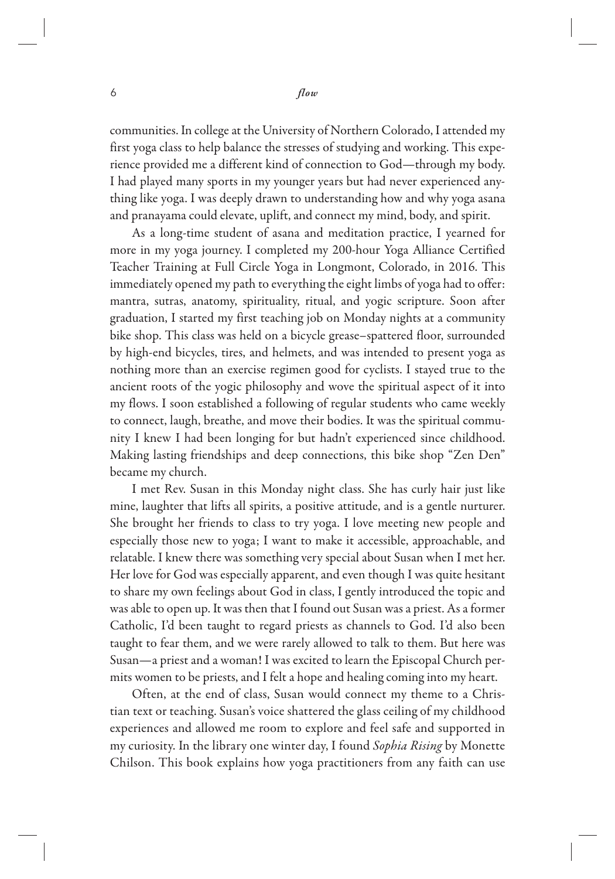communities. In college at the University of Northern Colorado, I attended my first yoga class to help balance the stresses of studying and working. This experience provided me a different kind of connection to God—through my body. I had played many sports in my younger years but had never experienced anything like yoga. I was deeply drawn to understanding how and why yoga asana and pranayama could elevate, uplift, and connect my mind, body, and spirit.

As a long-time student of asana and meditation practice, I yearned for more in my yoga journey. I completed my 200-hour Yoga Alliance Certified Teacher Training at Full Circle Yoga in Longmont, Colorado, in 2016. This immediately opened my path to everything the eight limbs of yoga had to offer: mantra, sutras, anatomy, spirituality, ritual, and yogic scripture. Soon after graduation, I started my first teaching job on Monday nights at a community bike shop. This class was held on a bicycle grease–spattered floor, surrounded by high-end bicycles, tires, and helmets, and was intended to present yoga as nothing more than an exercise regimen good for cyclists. I stayed true to the ancient roots of the yogic philosophy and wove the spiritual aspect of it into my flows. I soon established a following of regular students who came weekly to connect, laugh, breathe, and move their bodies. It was the spiritual community I knew I had been longing for but hadn't experienced since childhood. Making lasting friendships and deep connections, this bike shop "Zen Den" became my church.

I met Rev. Susan in this Monday night class. She has curly hair just like mine, laughter that lifts all spirits, a positive attitude, and is a gentle nurturer. She brought her friends to class to try yoga. I love meeting new people and especially those new to yoga; I want to make it accessible, approachable, and relatable. I knew there was something very special about Susan when I met her. Her love for God was especially apparent, and even though I was quite hesitant to share my own feelings about God in class, I gently introduced the topic and was able to open up. It was then that I found out Susan was a priest. As a former Catholic, I'd been taught to regard priests as channels to God. I'd also been taught to fear them, and we were rarely allowed to talk to them. But here was Susan—a priest and a woman! I was excited to learn the Episcopal Church permits women to be priests, and I felt a hope and healing coming into my heart.

Often, at the end of class, Susan would connect my theme to a Christian text or teaching. Susan's voice shattered the glass ceiling of my childhood experiences and allowed me room to explore and feel safe and supported in my curiosity. In the library one winter day, I found *Sophia Rising* by Monette Chilson. This book explains how yoga practitioners from any faith can use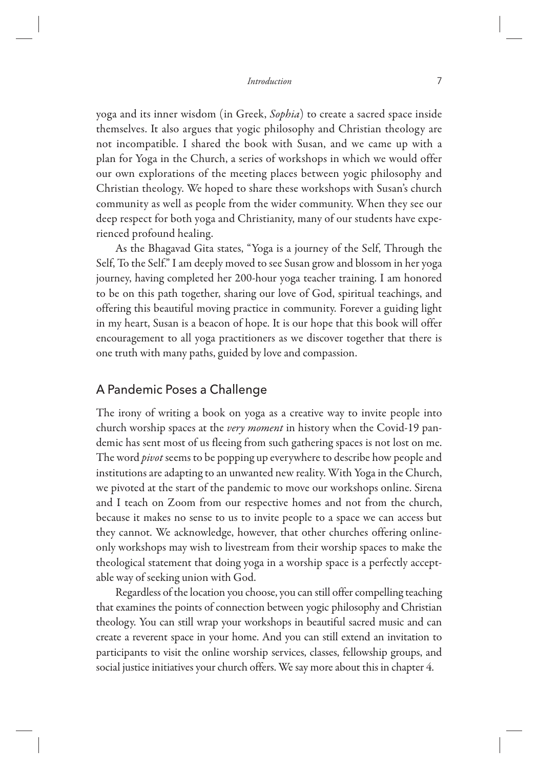yoga and its inner wisdom (in Greek, *Sophia*) to create a sacred space inside themselves. It also argues that yogic philosophy and Christian theology are not incompatible. I shared the book with Susan, and we came up with a plan for Yoga in the Church, a series of workshops in which we would offer our own explorations of the meeting places between yogic philosophy and Christian theology. We hoped to share these workshops with Susan's church community as well as people from the wider community. When they see our deep respect for both yoga and Christianity, many of our students have experienced profound healing.

As the Bhagavad Gita states, "Yoga is a journey of the Self, Through the Self, To the Self." I am deeply moved to see Susan grow and blossom in her yoga journey, having completed her 200-hour yoga teacher training. I am honored to be on this path together, sharing our love of God, spiritual teachings, and offering this beautiful moving practice in community. Forever a guiding light in my heart, Susan is a beacon of hope. It is our hope that this book will offer encouragement to all yoga practitioners as we discover together that there is one truth with many paths, guided by love and compassion.

## A Pandemic Poses a Challenge

The irony of writing a book on yoga as a creative way to invite people into church worship spaces at the *very moment* in history when the Covid-19 pandemic has sent most of us fleeing from such gathering spaces is not lost on me. The word *pivot* seems to be popping up everywhere to describe how people and institutions are adapting to an unwanted new reality. With Yoga in the Church, we pivoted at the start of the pandemic to move our workshops online. Sirena and I teach on Zoom from our respective homes and not from the church, because it makes no sense to us to invite people to a space we can access but they cannot. We acknowledge, however, that other churches offering online-only workshops may wish to livestream from their worship spaces to make the theological statement that doing yoga in a worship space is a perfectly acceptable way of seeking union with God.

Regardless of the location you choose, you can still offer compelling teaching that examines the points of connection between yogic philosophy and Christian theology. You can still wrap your workshops in beautiful sacred music and can create a reverent space in your home. And you can still extend an invitation to participants to visit the online worship services, classes, fellowship groups, and social justice initiatives your church offers. We say more about this in chapter 4.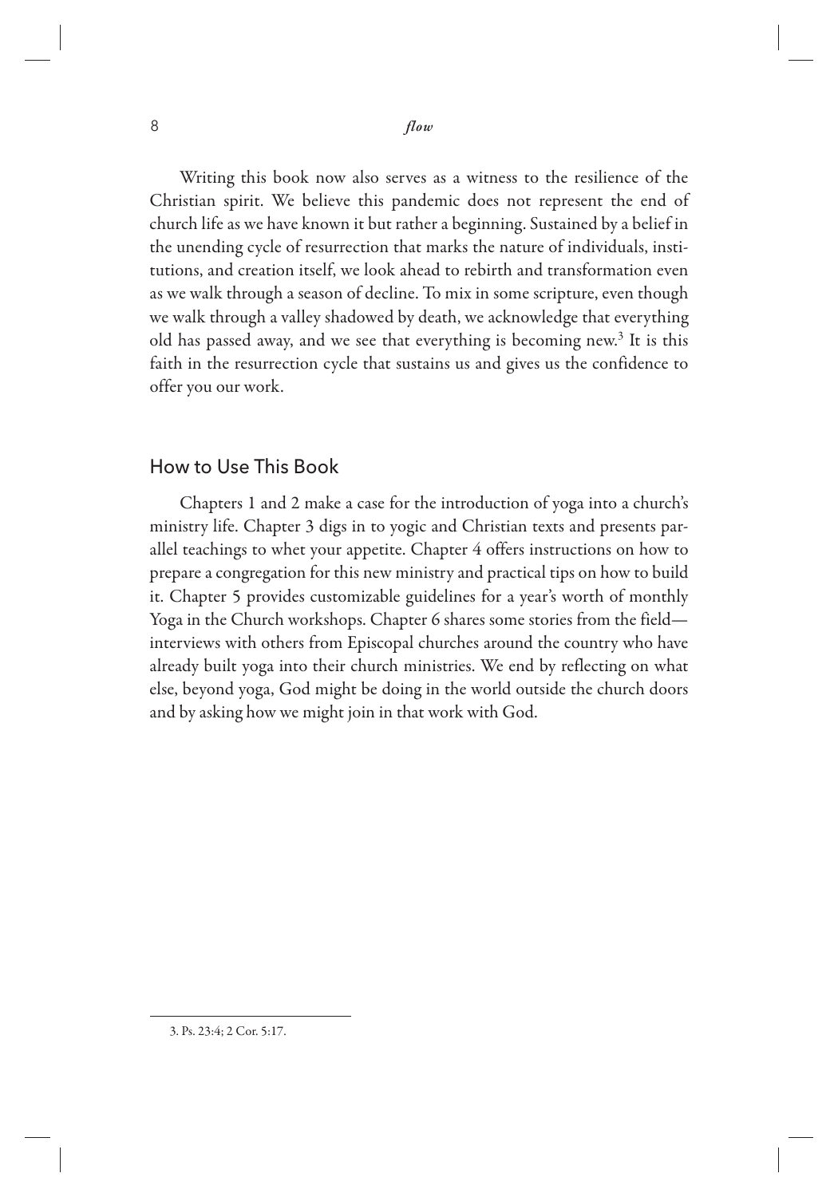Writing this book now also serves as a witness to the resilience of the Christian spirit. We believe this pandemic does not represent the end of church life as we have known it but rather a beginning. Sustained by a belief in the unending cycle of resurrection that marks the nature of individuals, institutions, and creation itself, we look ahead to rebirth and transformation even as we walk through a season of decline. To mix in some scripture, even though we walk through a valley shadowed by death, we acknowledge that everything old has passed away, and we see that everything is becoming new.[3] It is this faith in the resurrection cycle that sustains us and gives us the confidence to offer you our work.

## How to Use This Book

Chapters 1 and 2 make a case for the introduction of yoga into a church's ministry life. Chapter 3 digs in to yogic and Christian texts and presents parallel teachings to whet your appetite. Chapter 4 offers instructions on how to prepare a congregation for this new ministry and practical tips on how to build it. Chapter 5 provides customizable guidelines for a year's worth of monthly Yoga in the Church workshops. Chapter 6 shares some stories from the field—interviews with others from Episcopal churches around the country who have already built yoga into their church ministries. We end by reflecting on what else, beyond yoga, God might be doing in the world outside the church doors and by asking how we might join in that work with God.

---

3. Ps. 23:4; 2 Cor. 5:17.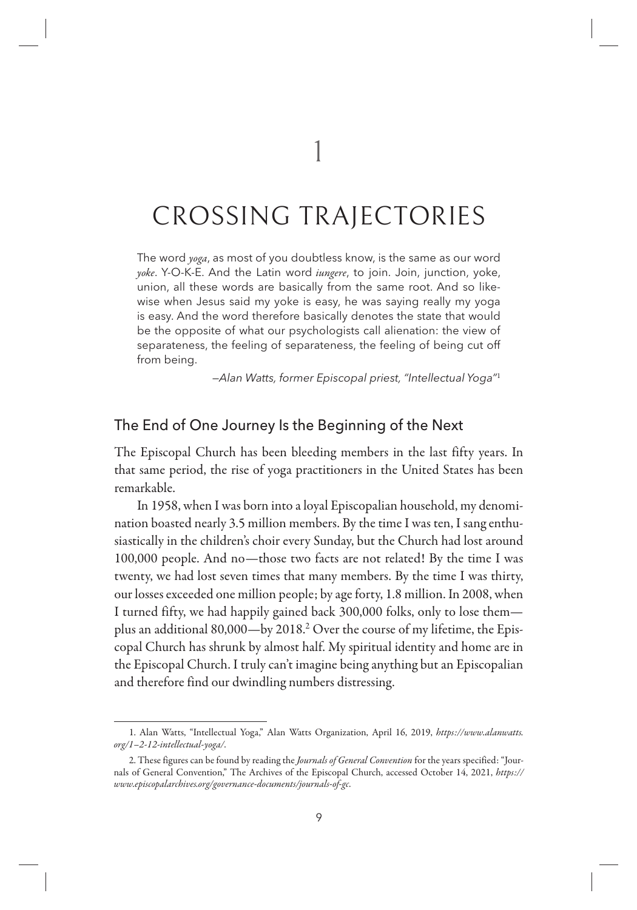# 1

# CROSSING TRAJECTORIES

> The word *yoga*, as most of you doubtless know, is the same as our word *yoke*. Y-O-K-E. And the Latin word *iungere*, to join. Join, junction, yoke, union, all these words are basically from the same root. And so likewise when Jesus said my yoke is easy, he was saying really my yoga is easy. And the word therefore basically denotes the state that would be the opposite of what our psychologists call alienation: the view of separateness, the feeling of separateness, the feeling of being cut off from being.
>
> —*Alan Watts, former Episcopal priest, "Intellectual Yoga"*[1]

## The End of One Journey Is the Beginning of the Next

The Episcopal Church has been bleeding members in the last fifty years. In that same period, the rise of yoga practitioners in the United States has been remarkable.

In 1958, when I was born into a loyal Episcopalian household, my denomination boasted nearly 3.5 million members. By the time I was ten, I sang enthusiastically in the children's choir every Sunday, but the Church had lost around 100,000 people. And no—those two facts are not related! By the time I was twenty, we had lost seven times that many members. By the time I was thirty, our losses exceeded one million people; by age forty, 1.8 million. In 2008, when I turned fifty, we had happily gained back 300,000 folks, only to lose them—plus an additional 80,000—by 2018.[2] Over the course of my lifetime, the Episcopal Church has shrunk by almost half. My spiritual identity and home are in the Episcopal Church. I truly can't imagine being anything but an Episcopalian and therefore find our dwindling numbers distressing.

---

1. Alan Watts, "Intellectual Yoga," Alan Watts Organization, April 16, 2019, *https://www.alanwatts.org/1–2-12-intellectual-yoga/*.

2. These figures can be found by reading the *Journals of General Convention* for the years specified: "Journals of General Convention," The Archives of the Episcopal Church, accessed October 14, 2021, *https://www.episcopalarchives.org/governance-documents/journals-of-gc*.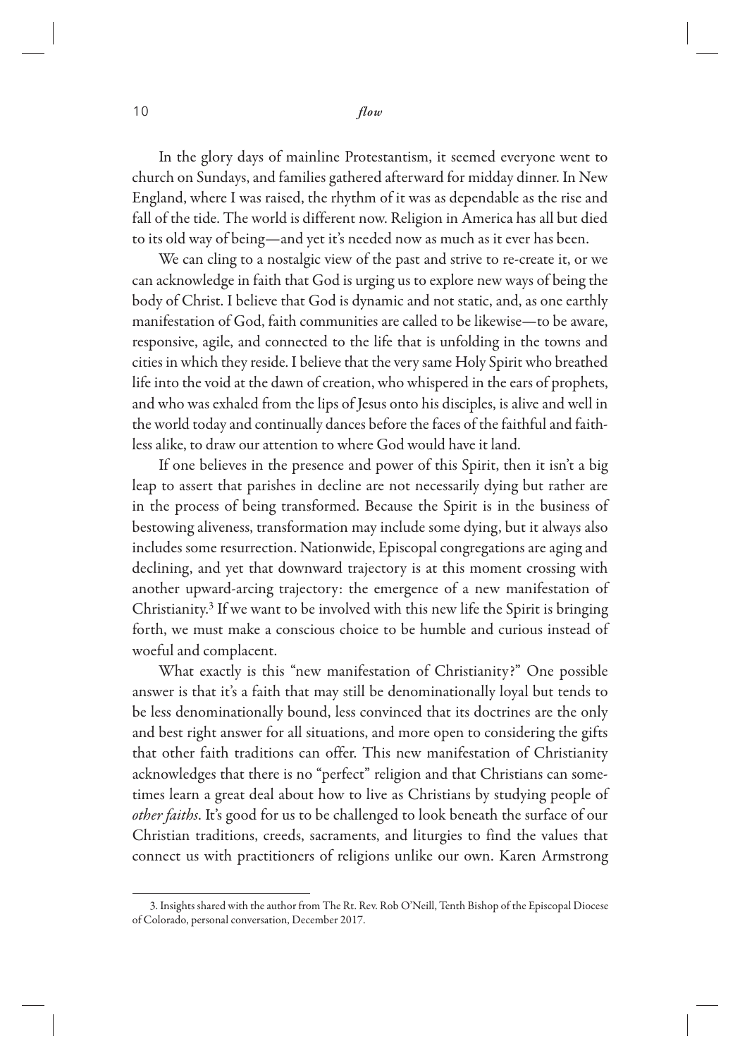In the glory days of mainline Protestantism, it seemed everyone went to church on Sundays, and families gathered afterward for midday dinner. In New England, where I was raised, the rhythm of it was as dependable as the rise and fall of the tide. The world is different now. Religion in America has all but died to its old way of being—and yet it's needed now as much as it ever has been.

We can cling to a nostalgic view of the past and strive to re-create it, or we can acknowledge in faith that God is urging us to explore new ways of being the body of Christ. I believe that God is dynamic and not static, and, as one earthly manifestation of God, faith communities are called to be likewise—to be aware, responsive, agile, and connected to the life that is unfolding in the towns and cities in which they reside. I believe that the very same Holy Spirit who breathed life into the void at the dawn of creation, who whispered in the ears of prophets, and who was exhaled from the lips of Jesus onto his disciples, is alive and well in the world today and continually dances before the faces of the faithful and faithless alike, to draw our attention to where God would have it land.

If one believes in the presence and power of this Spirit, then it isn't a big leap to assert that parishes in decline are not necessarily dying but rather are in the process of being transformed. Because the Spirit is in the business of bestowing aliveness, transformation may include some dying, but it always also includes some resurrection. Nationwide, Episcopal congregations are aging and declining, and yet that downward trajectory is at this moment crossing with another upward-arcing trajectory: the emergence of a new manifestation of Christianity.[3] If we want to be involved with this new life the Spirit is bringing forth, we must make a conscious choice to be humble and curious instead of woeful and complacent.

What exactly is this "new manifestation of Christianity?" One possible answer is that it's a faith that may still be denominationally loyal but tends to be less denominationally bound, less convinced that its doctrines are the only and best right answer for all situations, and more open to considering the gifts that other faith traditions can offer. This new manifestation of Christianity acknowledges that there is no "perfect" religion and that Christians can sometimes learn a great deal about how to live as Christians by studying people of *other faiths*. It's good for us to be challenged to look beneath the surface of our Christian traditions, creeds, sacraments, and liturgies to find the values that connect us with practitioners of religions unlike our own. Karen Armstrong

---

3. Insights shared with the author from The Rt. Rev. Rob O'Neill, Tenth Bishop of the Episcopal Diocese of Colorado, personal conversation, December 2017.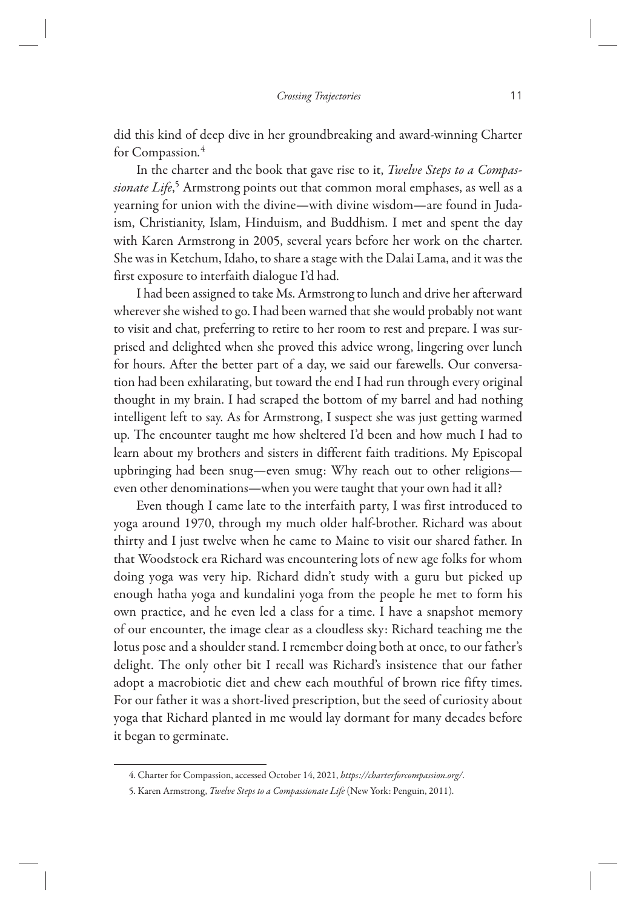did this kind of deep dive in her groundbreaking and award-winning Charter for Compassion.[4]

In the charter and the book that gave rise to it, *Twelve Steps to a Compassionate Life*,[5] Armstrong points out that common moral emphases, as well as a yearning for union with the divine—with divine wisdom—are found in Judaism, Christianity, Islam, Hinduism, and Buddhism. I met and spent the day with Karen Armstrong in 2005, several years before her work on the charter. She was in Ketchum, Idaho, to share a stage with the Dalai Lama, and it was the first exposure to interfaith dialogue I'd had.

I had been assigned to take Ms. Armstrong to lunch and drive her afterward wherever she wished to go. I had been warned that she would probably not want to visit and chat, preferring to retire to her room to rest and prepare. I was surprised and delighted when she proved this advice wrong, lingering over lunch for hours. After the better part of a day, we said our farewells. Our conversation had been exhilarating, but toward the end I had run through every original thought in my brain. I had scraped the bottom of my barrel and had nothing intelligent left to say. As for Armstrong, I suspect she was just getting warmed up. The encounter taught me how sheltered I'd been and how much I had to learn about my brothers and sisters in different faith traditions. My Episcopal upbringing had been snug—even smug: Why reach out to other religions—even other denominations—when you were taught that your own had it all?

Even though I came late to the interfaith party, I was first introduced to yoga around 1970, through my much older half-brother. Richard was about thirty and I just twelve when he came to Maine to visit our shared father. In that Woodstock era Richard was encountering lots of new age folks for whom doing yoga was very hip. Richard didn't study with a guru but picked up enough hatha yoga and kundalini yoga from the people he met to form his own practice, and he even led a class for a time. I have a snapshot memory of our encounter, the image clear as a cloudless sky: Richard teaching me the lotus pose and a shoulder stand. I remember doing both at once, to our father's delight. The only other bit I recall was Richard's insistence that our father adopt a macrobiotic diet and chew each mouthful of brown rice fifty times. For our father it was a short-lived prescription, but the seed of curiosity about yoga that Richard planted in me would lay dormant for many decades before it began to germinate.

---

4. Charter for Compassion, accessed October 14, 2021, *https://charterforcompassion.org/*.

5. Karen Armstrong, *Twelve Steps to a Compassionate Life* (New York: Penguin, 2011).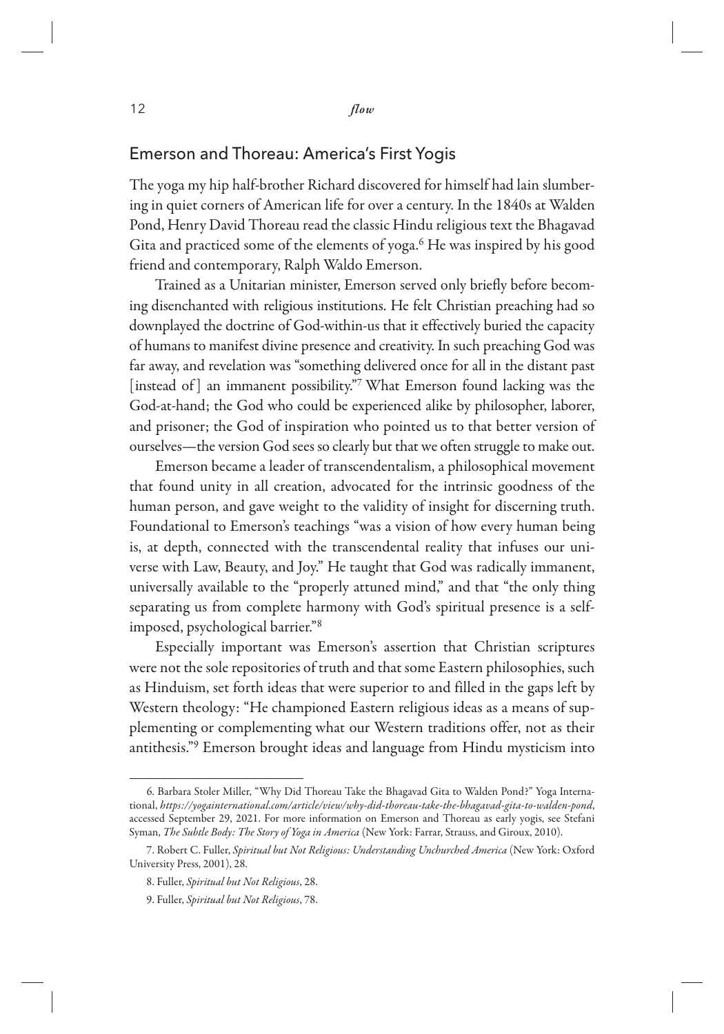## Emerson and Thoreau: America's First Yogis

The yoga my hip half-brother Richard discovered for himself had lain slumbering in quiet corners of American life for over a century. In the 1840s at Walden Pond, Henry David Thoreau read the classic Hindu religious text the Bhagavad Gita and practiced some of the elements of yoga.[6] He was inspired by his good friend and contemporary, Ralph Waldo Emerson.

Trained as a Unitarian minister, Emerson served only briefly before becoming disenchanted with religious institutions. He felt Christian preaching had so downplayed the doctrine of God-within-us that it effectively buried the capacity of humans to manifest divine presence and creativity. In such preaching God was far away, and revelation was "something delivered once for all in the distant past [instead of] an immanent possibility."[7] What Emerson found lacking was the God-at-hand; the God who could be experienced alike by philosopher, laborer, and prisoner; the God of inspiration who pointed us to that better version of ourselves—the version God sees so clearly but that we often struggle to make out.

Emerson became a leader of transcendentalism, a philosophical movement that found unity in all creation, advocated for the intrinsic goodness of the human person, and gave weight to the validity of insight for discerning truth. Foundational to Emerson's teachings "was a vision of how every human being is, at depth, connected with the transcendental reality that infuses our universe with Law, Beauty, and Joy." He taught that God was radically immanent, universally available to the "properly attuned mind," and that "the only thing separating us from complete harmony with God's spiritual presence is a self-imposed, psychological barrier."[8]

Especially important was Emerson's assertion that Christian scriptures were not the sole repositories of truth and that some Eastern philosophies, such as Hinduism, set forth ideas that were superior to and filled in the gaps left by Western theology: "He championed Eastern religious ideas as a means of supplementing or complementing what our Western traditions offer, not as their antithesis."[9] Emerson brought ideas and language from Hindu mysticism into

---

6. Barbara Stoler Miller, "Why Did Thoreau Take the Bhagavad Gita to Walden Pond?" Yoga International, *https://yogainternational.com/article/view/why-did-thoreau-take-the-bhagavad-gita-to-walden-pond*, accessed September 29, 2021. For more information on Emerson and Thoreau as early yogis, see Stefani Syman, *The Subtle Body: The Story of Yoga in America* (New York: Farrar, Strauss, and Giroux, 2010).

7. Robert C. Fuller, *Spiritual but Not Religious: Understanding Unchurched America* (New York: Oxford University Press, 2001), 28.

8. Fuller, *Spiritual but Not Religious*, 28.

9. Fuller, *Spiritual but Not Religious*, 78.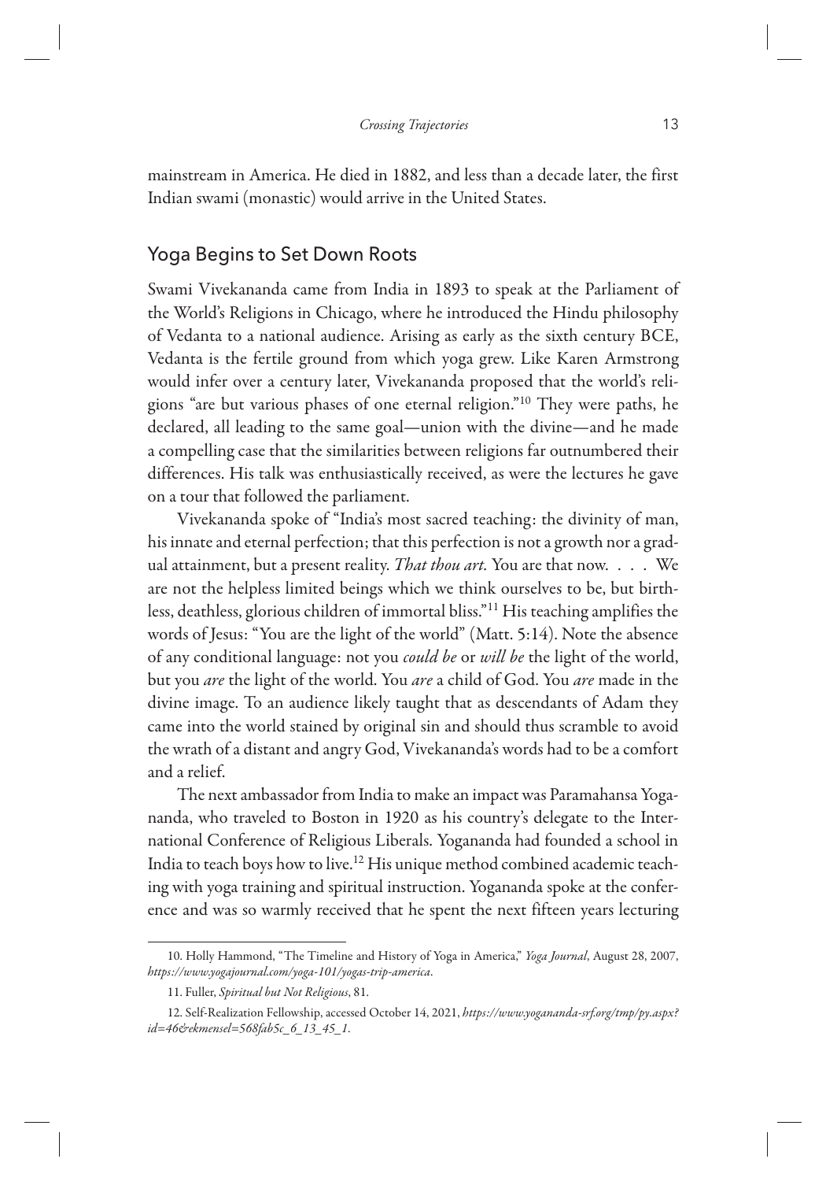mainstream in America. He died in 1882, and less than a decade later, the first Indian swami (monastic) would arrive in the United States.

## Yoga Begins to Set Down Roots

Swami Vivekananda came from India in 1893 to speak at the Parliament of the World's Religions in Chicago, where he introduced the Hindu philosophy of Vedanta to a national audience. Arising as early as the sixth century BCE, Vedanta is the fertile ground from which yoga grew. Like Karen Armstrong would infer over a century later, Vivekananda proposed that the world's religions "are but various phases of one eternal religion."[10] They were paths, he declared, all leading to the same goal—union with the divine—and he made a compelling case that the similarities between religions far outnumbered their differences. His talk was enthusiastically received, as were the lectures he gave on a tour that followed the parliament.

Vivekananda spoke of "India's most sacred teaching: the divinity of man, his innate and eternal perfection; that this perfection is not a growth nor a gradual attainment, but a present reality. *That thou art.* You are that now. . . . We are not the helpless limited beings which we think ourselves to be, but birthless, deathless, glorious children of immortal bliss."[11] His teaching amplifies the words of Jesus: "You are the light of the world" (Matt. 5:14). Note the absence of any conditional language: not you *could be* or *will be* the light of the world, but you *are* the light of the world. You *are* a child of God. You *are* made in the divine image. To an audience likely taught that as descendants of Adam they came into the world stained by original sin and should thus scramble to avoid the wrath of a distant and angry God, Vivekananda's words had to be a comfort and a relief.

The next ambassador from India to make an impact was Paramahansa Yogananda, who traveled to Boston in 1920 as his country's delegate to the International Conference of Religious Liberals. Yogananda had founded a school in India to teach boys how to live.[12] His unique method combined academic teaching with yoga training and spiritual instruction. Yogananda spoke at the conference and was so warmly received that he spent the next fifteen years lecturing

10. Holly Hammond, "The Timeline and History of Yoga in America," *Yoga Journal*, August 28, 2007, *https://www.yogajournal.com/yoga-101/yogas-trip-america*.

11. Fuller, *Spiritual but Not Religious*, 81.

12. Self-Realization Fellowship, accessed October 14, 2021, *https://www.yogananda-srf.org/tmp/py.aspx?id=46&ekmensel=568fab5c_6_13_45_1*.